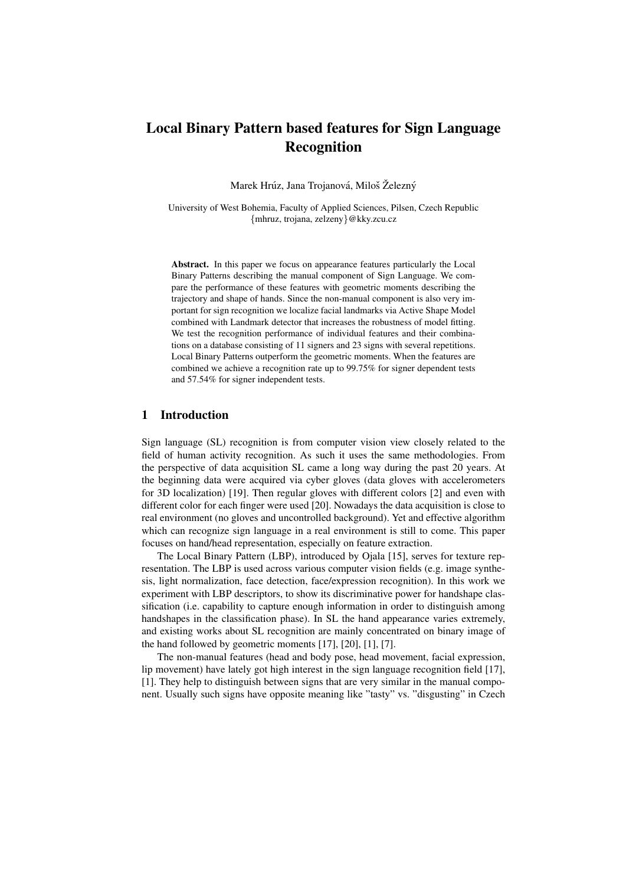# Local Binary Pattern based features for Sign Language Recognition

Marek Hrúz, Jana Trojanová, Miloš Železný

University of West Bohemia, Faculty of Applied Sciences, Pilsen, Czech Republic
{mhruz, trojana, zelzeny}@kky.zcu.cz

**Abstract.** In this paper we focus on appearance features particularly the Local Binary Patterns describing the manual component of Sign Language. We compare the performance of these features with geometric moments describing the trajectory and shape of hands. Since the non-manual component is also very important for sign recognition we localize facial landmarks via Active Shape Model combined with Landmark detector that increases the robustness of model fitting. We test the recognition performance of individual features and their combinations on a database consisting of 11 signers and 23 signs with several repetitions. Local Binary Patterns outperform the geometric moments. When the features are combined we achieve a recognition rate up to 99.75% for signer dependent tests and 57.54% for signer independent tests.

## 1 Introduction

Sign language (SL) recognition is from computer vision view closely related to the field of human activity recognition. As such it uses the same methodologies. From the perspective of data acquisition SL came a long way during the past 20 years. At the beginning data were acquired via cyber gloves (data gloves with accelerometers for 3D localization) [19]. Then regular gloves with different colors [2] and even with different color for each finger were used [20]. Nowadays the data acquisition is close to real environment (no gloves and uncontrolled background). Yet and effective algorithm which can recognize sign language in a real environment is still to come. This paper focuses on hand/head representation, especially on feature extraction.

The Local Binary Pattern (LBP), introduced by Ojala [15], serves for texture representation. The LBP is used across various computer vision fields (e.g. image synthesis, light normalization, face detection, face/expression recognition). In this work we experiment with LBP descriptors, to show its discriminative power for handshape classification (i.e. capability to capture enough information in order to distinguish among handshapes in the classification phase). In SL the hand appearance varies extremely, and existing works about SL recognition are mainly concentrated on binary image of the hand followed by geometric moments [17], [20], [1], [7].

The non-manual features (head and body pose, head movement, facial expression, lip movement) have lately got high interest in the sign language recognition field [17], [1]. They help to distinguish between signs that are very similar in the manual component. Usually such signs have opposite meaning like "tasty" vs. "disgusting" in Czech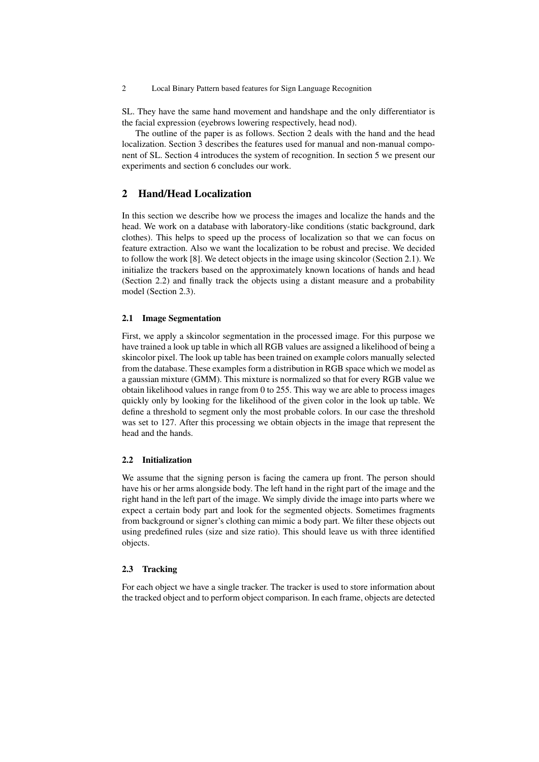SL. They have the same hand movement and handshape and the only differentiator is the facial expression (eyebrows lowering respectively, head nod).

The outline of the paper is as follows. Section 2 deals with the hand and the head localization. Section 3 describes the features used for manual and non-manual component of SL. Section 4 introduces the system of recognition. In section 5 we present our experiments and section 6 concludes our work.

## 2 Hand/Head Localization

In this section we describe how we process the images and localize the hands and the head. We work on a database with laboratory-like conditions (static background, dark clothes). This helps to speed up the process of localization so that we can focus on feature extraction. Also we want the localization to be robust and precise. We decided to follow the work [8]. We detect objects in the image using skincolor (Section 2.1). We initialize the trackers based on the approximately known locations of hands and head (Section 2.2) and finally track the objects using a distant measure and a probability model (Section 2.3).

### 2.1 Image Segmentation

First, we apply a skincolor segmentation in the processed image. For this purpose we have trained a look up table in which all RGB values are assigned a likelihood of being a skincolor pixel. The look up table has been trained on example colors manually selected from the database. These examples form a distribution in RGB space which we model as a gaussian mixture (GMM). This mixture is normalized so that for every RGB value we obtain likelihood values in range from 0 to 255. This way we are able to process images quickly only by looking for the likelihood of the given color in the look up table. We define a threshold to segment only the most probable colors. In our case the threshold was set to 127. After this processing we obtain objects in the image that represent the head and the hands.

### 2.2 Initialization

We assume that the signing person is facing the camera up front. The person should have his or her arms alongside body. The left hand in the right part of the image and the right hand in the left part of the image. We simply divide the image into parts where we expect a certain body part and look for the segmented objects. Sometimes fragments from background or signer's clothing can mimic a body part. We filter these objects out using predefined rules (size and size ratio). This should leave us with three identified objects.

### 2.3 Tracking

For each object we have a single tracker. The tracker is used to store information about the tracked object and to perform object comparison. In each frame, objects are detected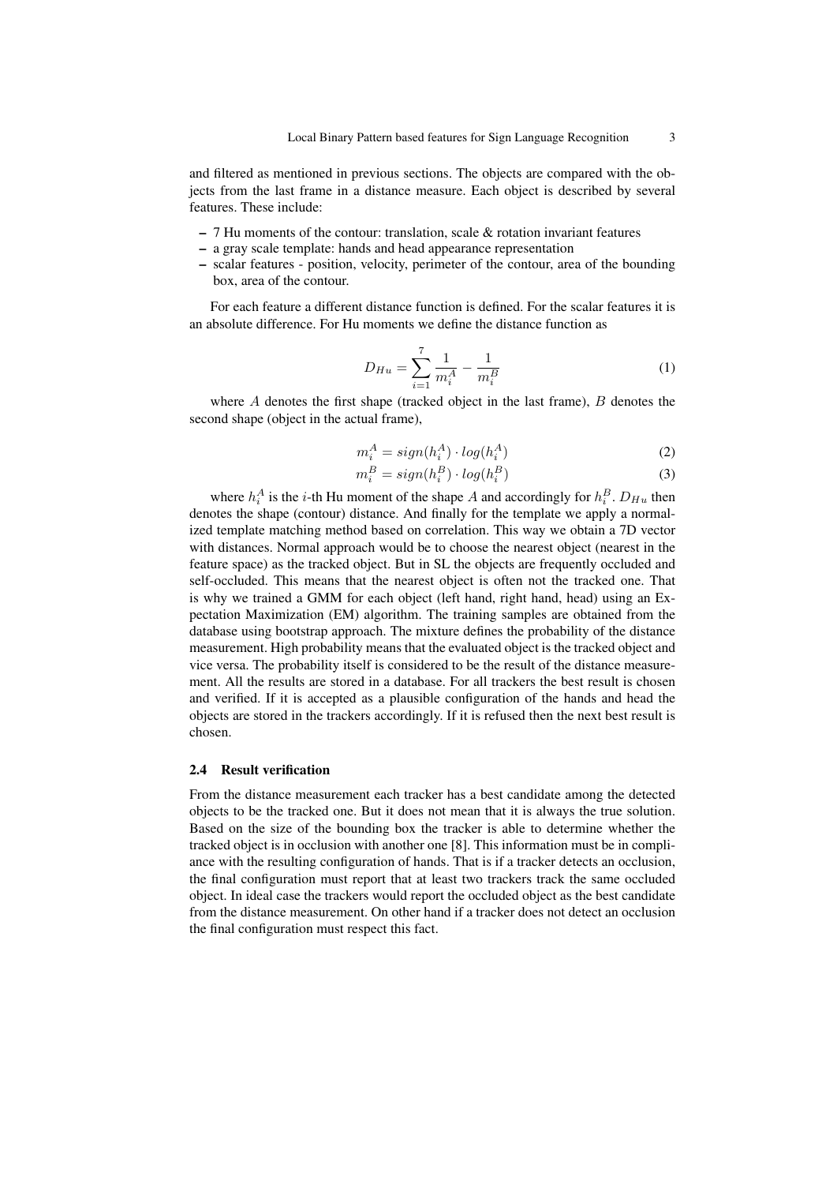and filtered as mentioned in previous sections. The objects are compared with the objects from the last frame in a distance measure. Each object is described by several features. These include:

- 7 Hu moments of the contour: translation, scale & rotation invariant features
- a gray scale template: hands and head appearance representation
- scalar features - position, velocity, perimeter of the contour, area of the bounding box, area of the contour.

For each feature a different distance function is defined. For the scalar features it is an absolute difference. For Hu moments we define the distance function as

$$D_{Hu} = \sum_{i=1}^{7} \frac{1}{m_i^A} - \frac{1}{m_i^B} \tag{1}$$

where $A$ denotes the first shape (tracked object in the last frame), $B$ denotes the second shape (object in the actual frame),

$$m_i^A = sign(h_i^A) \cdot log(h_i^A) \tag{2}$$

$$m_i^B = sign(h_i^B) \cdot log(h_i^B) \tag{3}$$

where $h_i^A$ is the $i$-th Hu moment of the shape $A$ and accordingly for $h_i^B$. $D_{Hu}$ then denotes the shape (contour) distance. And finally for the template we apply a normalized template matching method based on correlation. This way we obtain a 7D vector with distances. Normal approach would be to choose the nearest object (nearest in the feature space) as the tracked object. But in SL the objects are frequently occluded and self-occluded. This means that the nearest object is often not the tracked one. That is why we trained a GMM for each object (left hand, right hand, head) using an Expectation Maximization (EM) algorithm. The training samples are obtained from the database using bootstrap approach. The mixture defines the probability of the distance measurement. High probability means that the evaluated object is the tracked object and vice versa. The probability itself is considered to be the result of the distance measurement. All the results are stored in a database. For all trackers the best result is chosen and verified. If it is accepted as a plausible configuration of the hands and head the objects are stored in the trackers accordingly. If it is refused then the next best result is chosen.

### 2.4 Result verification

From the distance measurement each tracker has a best candidate among the detected objects to be the tracked one. But it does not mean that it is always the true solution. Based on the size of the bounding box the tracker is able to determine whether the tracked object is in occlusion with another one [8]. This information must be in compliance with the resulting configuration of hands. That is if a tracker detects an occlusion, the final configuration must report that at least two trackers track the same occluded object. In ideal case the trackers would report the occluded object as the best candidate from the distance measurement. On other hand if a tracker does not detect an occlusion the final configuration must respect this fact.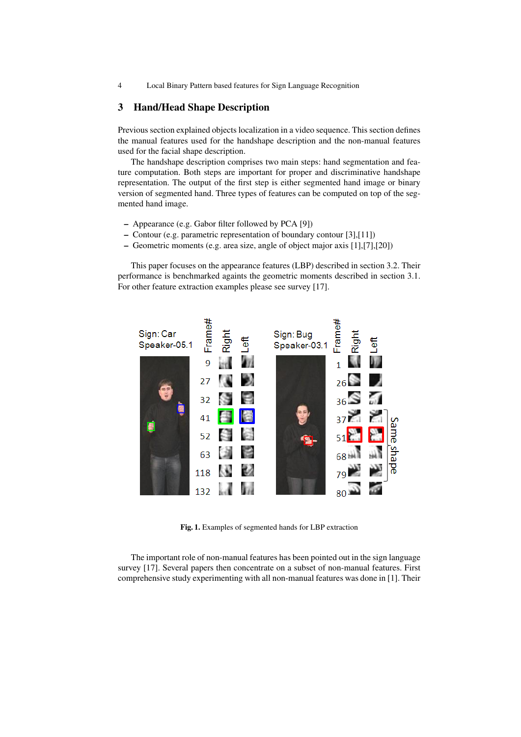## 3 Hand/Head Shape Description

Previous section explained objects localization in a video sequence. This section defines the manual features used for the handshape description and the non-manual features used for the facial shape description.

The handshape description comprises two main steps: hand segmentation and feature computation. Both steps are important for proper and discriminative handshape representation. The output of the first step is either segmented hand image or binary version of segmented hand. Three types of features can be computed on top of the segmented hand image.

- Appearance (e.g. Gabor filter followed by PCA [9])
- Contour (e.g. parametric representation of boundary contour [3],[11])
- Geometric moments (e.g. area size, angle of object major axis [1],[7],[20])

This paper focuses on the appearance features (LBP) described in section 3.2. Their performance is benchmarked againts the geometric moments described in section 3.1. For other feature extraction examples please see survey [17].

**Fig. 1.** Examples of segmented hands for LBP extraction

The important role of non-manual features has been pointed out in the sign language survey [17]. Several papers then concentrate on a subset of non-manual features. First comprehensive study experimenting with all non-manual features was done in [1]. Their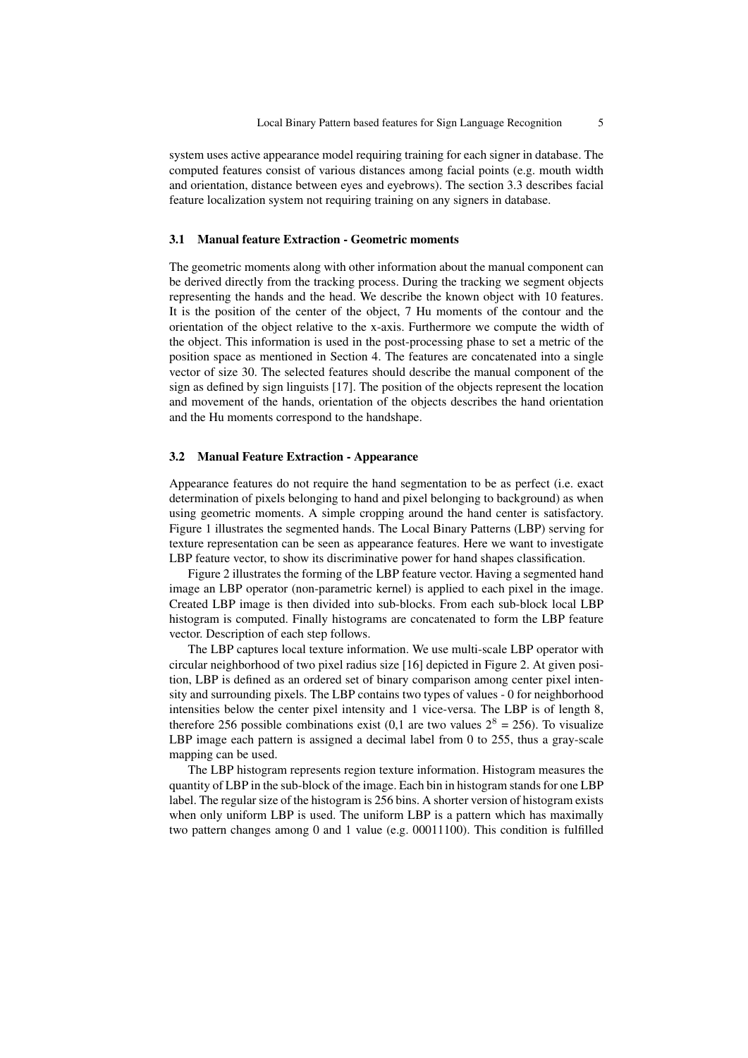system uses active appearance model requiring training for each signer in database. The computed features consist of various distances among facial points (e.g. mouth width and orientation, distance between eyes and eyebrows). The section 3.3 describes facial feature localization system not requiring training on any signers in database.

### 3.1 Manual feature Extraction - Geometric moments

The geometric moments along with other information about the manual component can be derived directly from the tracking process. During the tracking we segment objects representing the hands and the head. We describe the known object with 10 features. It is the position of the center of the object, 7 Hu moments of the contour and the orientation of the object relative to the x-axis. Furthermore we compute the width of the object. This information is used in the post-processing phase to set a metric of the position space as mentioned in Section 4. The features are concatenated into a single vector of size 30. The selected features should describe the manual component of the sign as defined by sign linguists [17]. The position of the objects represent the location and movement of the hands, orientation of the objects describes the hand orientation and the Hu moments correspond to the handshape.

### 3.2 Manual Feature Extraction - Appearance

Appearance features do not require the hand segmentation to be as perfect (i.e. exact determination of pixels belonging to hand and pixel belonging to background) as when using geometric moments. A simple cropping around the hand center is satisfactory. Figure 1 illustrates the segmented hands. The Local Binary Patterns (LBP) serving for texture representation can be seen as appearance features. Here we want to investigate LBP feature vector, to show its discriminative power for hand shapes classification.

Figure 2 illustrates the forming of the LBP feature vector. Having a segmented hand image an LBP operator (non-parametric kernel) is applied to each pixel in the image. Created LBP image is then divided into sub-blocks. From each sub-block local LBP histogram is computed. Finally histograms are concatenated to form the LBP feature vector. Description of each step follows.

The LBP captures local texture information. We use multi-scale LBP operator with circular neighborhood of two pixel radius size [16] depicted in Figure 2. At given position, LBP is defined as an ordered set of binary comparison among center pixel intensity and surrounding pixels. The LBP contains two types of values - 0 for neighborhood intensities below the center pixel intensity and 1 vice-versa. The LBP is of length 8, therefore 256 possible combinations exist (0,1 are two values $2^8 = 256$). To visualize LBP image each pattern is assigned a decimal label from 0 to 255, thus a gray-scale mapping can be used.

The LBP histogram represents region texture information. Histogram measures the quantity of LBP in the sub-block of the image. Each bin in histogram stands for one LBP label. The regular size of the histogram is 256 bins. A shorter version of histogram exists when only uniform LBP is used. The uniform LBP is a pattern which has maximally two pattern changes among 0 and 1 value (e.g. 00011100). This condition is fulfilled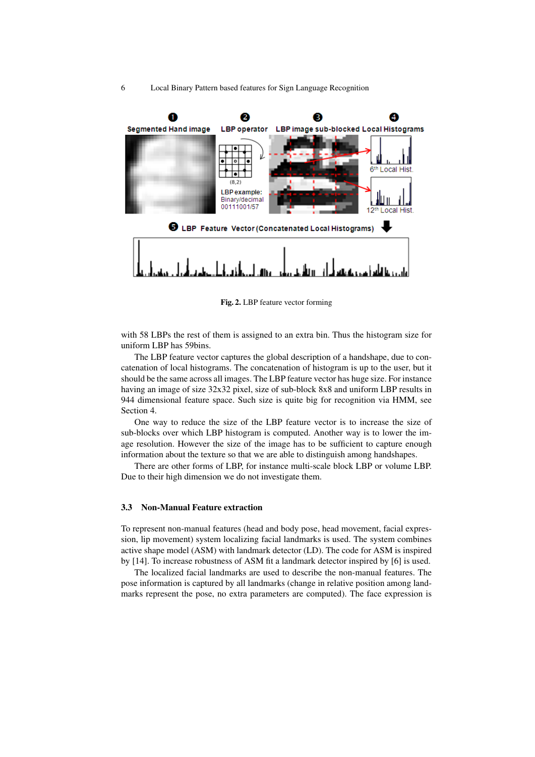**Fig. 2.** LBP feature vector forming

with 58 LBPs the rest of them is assigned to an extra bin. Thus the histogram size for uniform LBP has 59bins.

The LBP feature vector captures the global description of a handshape, due to concatenation of local histograms. The concatenation of histogram is up to the user, but it should be the same across all images. The LBP feature vector has huge size. For instance having an image of size 32x32 pixel, size of sub-block 8x8 and uniform LBP results in 944 dimensional feature space. Such size is quite big for recognition via HMM, see Section 4.

One way to reduce the size of the LBP feature vector is to increase the size of sub-blocks over which LBP histogram is computed. Another way is to lower the image resolution. However the size of the image has to be sufficient to capture enough information about the texture so that we are able to distinguish among handshapes.

There are other forms of LBP, for instance multi-scale block LBP or volume LBP. Due to their high dimension we do not investigate them.

### 3.3 Non-Manual Feature extraction

To represent non-manual features (head and body pose, head movement, facial expression, lip movement) system localizing facial landmarks is used. The system combines active shape model (ASM) with landmark detector (LD). The code for ASM is inspired by [14]. To increase robustness of ASM fit a landmark detector inspired by [6] is used.

The localized facial landmarks are used to describe the non-manual features. The pose information is captured by all landmarks (change in relative position among landmarks represent the pose, no extra parameters are computed). The face expression is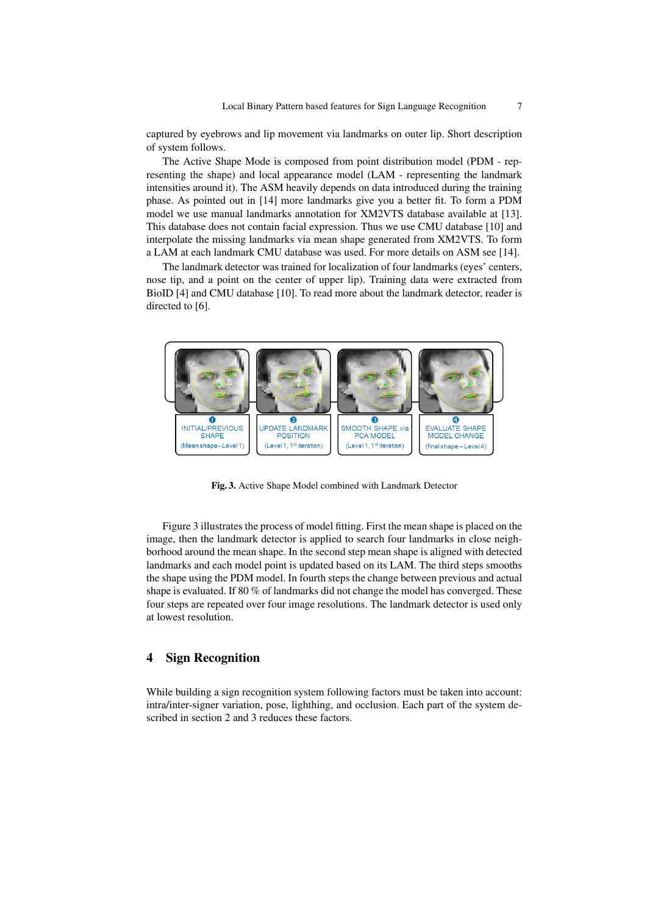captured by eyebrows and lip movement via landmarks on outer lip. Short description of system follows.

The Active Shape Mode is composed from point distribution model (PDM - representing the shape) and local appearance model (LAM - representing the landmark intensities around it). The ASM heavily depends on data introduced during the training phase. As pointed out in [14] more landmarks give you a better fit. To form a PDM model we use manual landmarks annotation for XM2VTS database available at [13]. This database does not contain facial expression. Thus we use CMU database [10] and interpolate the missing landmarks via mean shape generated from XM2VTS. To form a LAM at each landmark CMU database was used. For more details on ASM see [14].

The landmark detector was trained for localization of four landmarks (eyes' centers, nose tip, and a point on the center of upper lip). Training data were extracted from BioID [4] and CMU database [10]. To read more about the landmark detector, reader is directed to [6].

**Fig. 3.** Active Shape Model combined with Landmark Detector

Figure 3 illustrates the process of model fitting. First the mean shape is placed on the image, then the landmark detector is applied to search four landmarks in close neighborhood around the mean shape. In the second step mean shape is aligned with detected landmarks and each model point is updated based on its LAM. The third steps smooths the shape using the PDM model. In fourth steps the change between previous and actual shape is evaluated. If 80 % of landmarks did not change the model has converged. These four steps are repeated over four image resolutions. The landmark detector is used only at lowest resolution.

## 4 Sign Recognition

While building a sign recognition system following factors must be taken into account: intra/inter-signer variation, pose, lighthing, and occlusion. Each part of the system described in section 2 and 3 reduces these factors.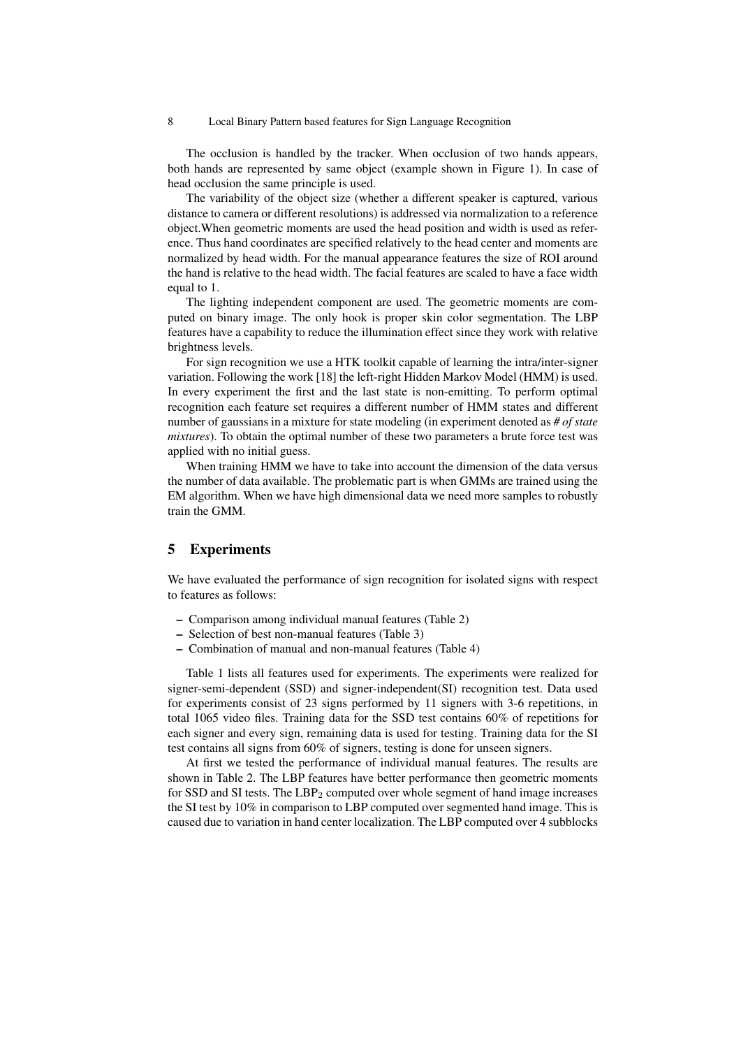The occlusion is handled by the tracker. When occlusion of two hands appears, both hands are represented by same object (example shown in Figure 1). In case of head occlusion the same principle is used.

The variability of the object size (whether a different speaker is captured, various distance to camera or different resolutions) is addressed via normalization to a reference object.When geometric moments are used the head position and width is used as reference. Thus hand coordinates are specified relatively to the head center and moments are normalized by head width. For the manual appearance features the size of ROI around the hand is relative to the head width. The facial features are scaled to have a face width equal to 1.

The lighting independent component are used. The geometric moments are computed on binary image. The only hook is proper skin color segmentation. The LBP features have a capability to reduce the illumination effect since they work with relative brightness levels.

For sign recognition we use a HTK toolkit capable of learning the intra/inter-signer variation. Following the work [18] the left-right Hidden Markov Model (HMM) is used. In every experiment the first and the last state is non-emitting. To perform optimal recognition each feature set requires a different number of HMM states and different number of gaussians in a mixture for state modeling (in experiment denoted as *# of state mixtures*). To obtain the optimal number of these two parameters a brute force test was applied with no initial guess.

When training HMM we have to take into account the dimension of the data versus the number of data available. The problematic part is when GMMs are trained using the EM algorithm. When we have high dimensional data we need more samples to robustly train the GMM.

## 5 Experiments

We have evaluated the performance of sign recognition for isolated signs with respect to features as follows:

- Comparison among individual manual features (Table 2)
- Selection of best non-manual features (Table 3)
- Combination of manual and non-manual features (Table 4)

Table 1 lists all features used for experiments. The experiments were realized for signer-semi-dependent (SSD) and signer-independent(SI) recognition test. Data used for experiments consist of 23 signs performed by 11 signers with 3-6 repetitions, in total 1065 video files. Training data for the SSD test contains 60% of repetitions for each signer and every sign, remaining data is used for testing. Training data for the SI test contains all signs from 60% of signers, testing is done for unseen signers.

At first we tested the performance of individual manual features. The results are shown in Table 2. The LBP features have better performance then geometric moments for SSD and SI tests. The $LBP_2$ computed over whole segment of hand image increases the SI test by 10% in comparison to LBP computed over segmented hand image. This is caused due to variation in hand center localization. The LBP computed over 4 subblocks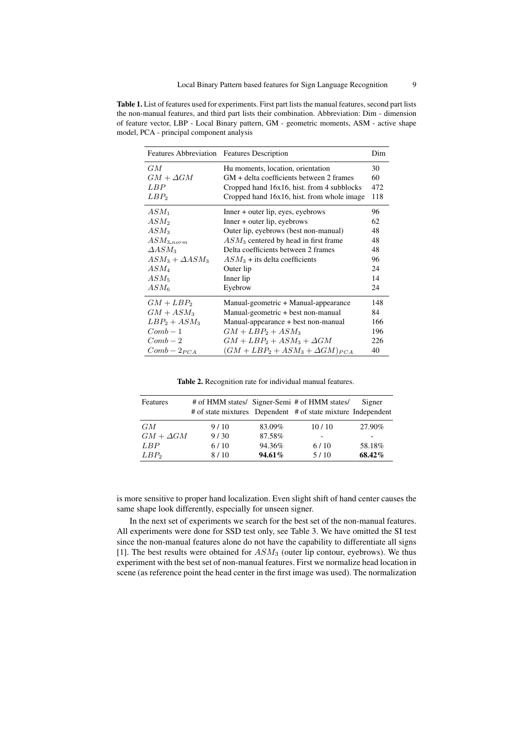**Table 1.** List of features used for experiments. First part lists the manual features, second part lists the non-manual features, and third part lists their combination. Abbreviation: Dim - dimension of feature vector, LBP - Local Binary pattern, GM - geometric moments, ASM - active shape model, PCA - principal component analysis

| Features Abbreviation | Features Description | Dim |
|---|---|---|
| $GM$ | Hu moments, location, orientation | 30 |
| $GM + \Delta GM$ | GM + delta coefficients between 2 frames | 60 |
| $LBP$ | Cropped hand 16x16, hist. from 4 subblocks | 472 |
| $LBP_2$ | Cropped hand 16x16, hist. from whole image | 118 |
| $ASM_1$ | Inner + outer lip, eyes, eyebrows | 96 |
| $ASM_2$ | Inner + outer lip, eyebrows | 62 |
| $ASM_3$ | Outer lip, eyebrows (best non-manual) | 48 |
| $ASM_{3\_norm}$ | $ASM_3$ centered by head in first frame | 48 |
| $\Delta ASM_3$ | Delta coefficients between 2 frames | 48 |
| $ASM_3 + \Delta ASM_3$ | $ASM_3$ + its delta coefficients | 96 |
| $ASM_4$ | Outer lip | 24 |
| $ASM_5$ | Inner lip | 14 |
| $ASM_6$ | Eyebrow | 24 |
| $GM + LBP_2$ | Manual-geometric + Manual-appearance | 148 |
| $GM + ASM_3$ | Manual-geometric + best non-manual | 84 |
| $LBP_2 + ASM_3$ | Manual-appearance + best non-manual | 166 |
| $Comb-1$ | $GM + LBP_2 + ASM_3$ | 196 |
| $Comb-2$ | $GM + LBP_2 + ASM_3 + \Delta GM$ | 226 |
| $Comb-2_{PCA}$ | $(GM + LBP_2 + ASM_3 + \Delta GM)_{PCA}$ | 40 |

**Table 2.** Recognition rate for individual manual features.

| Features | # of HMM states/ # of state mixtures | Signer-Semi Dependent | # of HMM states/ # of state mixture | Signer Independent |
|---|---|---|---|---|
| $GM$ | 9 / 10 | 83.09% | 10 / 10 | 27.90% |
| $GM + \Delta GM$ | 9 / 30 | 87.58% | - | - |
| $LBP$ | 6 / 10 | 94.36% | 6 / 10 | 58.18% |
| $LBP_2$ | 8 / 10 | **94.61%** | 5 / 10 | **68.42%** |

is more sensitive to proper hand localization. Even slight shift of hand center causes the same shape look differently, especially for unseen signer.

In the next set of experiments we search for the best set of the non-manual features. All experiments were done for SSD test only, see Table 3. We have omitted the SI test since the non-manual features alone do not have the capability to differentiate all signs [1]. The best results were obtained for $ASM_3$ (outer lip contour, eyebrows). We thus experiment with the best set of non-manual features. First we normalize head location in scene (as reference point the head center in the first image was used). The normalization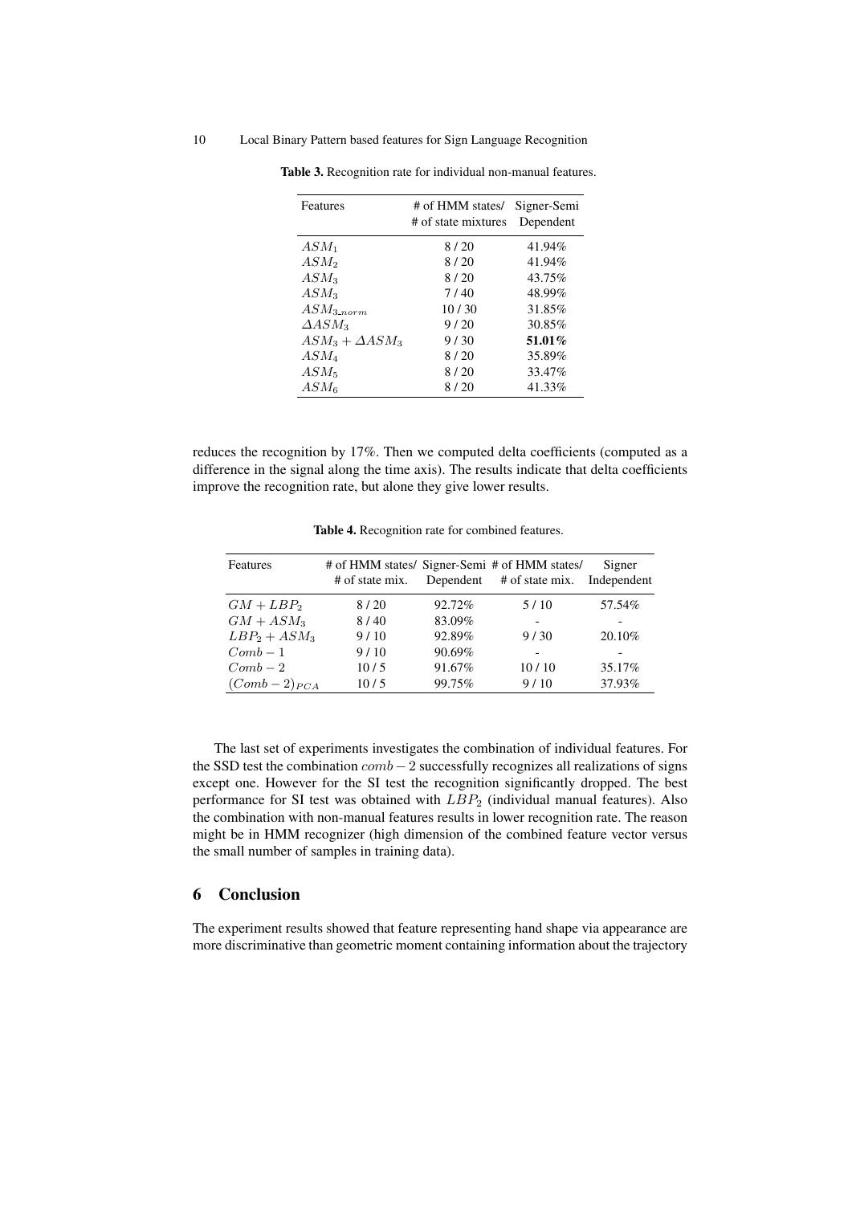**Table 3.** Recognition rate for individual non-manual features.

| Features | # of HMM states/ # of state mixtures | Signer-Semi Dependent |
|---|---|---|
| $ASM_1$ | 8 / 20 | 41.94% |
| $ASM_2$ | 8 / 20 | 41.94% |
| $ASM_3$ | 8 / 20 | 43.75% |
| $ASM_3$ | 7 / 40 | 48.99% |
| $ASM_{3\_norm}$ | 10 / 30 | 31.85% |
| $\Delta ASM_3$ | 9 / 20 | 30.85% |
| $ASM_3 + \Delta ASM_3$ | 9 / 30 | **51.01%** |
| $ASM_4$ | 8 / 20 | 35.89% |
| $ASM_5$ | 8 / 20 | 33.47% |
| $ASM_6$ | 8 / 20 | 41.33% |

reduces the recognition by 17%. Then we computed delta coefficients (computed as a difference in the signal along the time axis). The results indicate that delta coefficients improve the recognition rate, but alone they give lower results.

**Table 4.** Recognition rate for combined features.

| Features | # of HMM states/ # of state mix. | Signer-Semi Dependent | # of HMM states/ # of state mix. | Signer Independent |
|---|---|---|---|---|
| $GM + LBP_2$ | 8 / 20 | 92.72% | 5 / 10 | 57.54% |
| $GM + ASM_3$ | 8 / 40 | 83.09% | - | - |
| $LBP_2 + ASM_3$ | 9 / 10 | 92.89% | 9 / 30 | 20.10% |
| $Comb-1$ | 9 / 10 | 90.69% | - | - |
| $Comb-2$ | 10 / 5 | 91.67% | 10 / 10 | 35.17% |
| $(Comb-2)_{PCA}$ | 10 / 5 | 99.75% | 9 / 10 | 37.93% |

The last set of experiments investigates the combination of individual features. For the SSD test the combination $comb-2$ successfully recognizes all realizations of signs except one. However for the SI test the recognition significantly dropped. The best performance for SI test was obtained with $LBP_2$ (individual manual features). Also the combination with non-manual features results in lower recognition rate. The reason might be in HMM recognizer (high dimension of the combined feature vector versus the small number of samples in training data).

## 6 Conclusion

The experiment results showed that feature representing hand shape via appearance are more discriminative than geometric moment containing information about the trajectory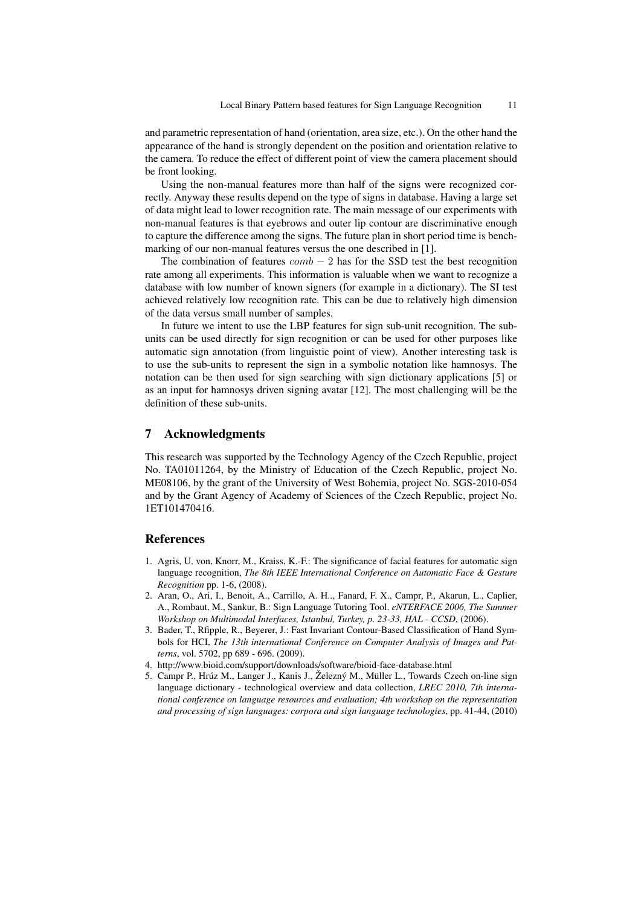and parametric representation of hand (orientation, area size, etc.). On the other hand the appearance of the hand is strongly dependent on the position and orientation relative to the camera. To reduce the effect of different point of view the camera placement should be front looking.

Using the non-manual features more than half of the signs were recognized correctly. Anyway these results depend on the type of signs in database. Having a large set of data might lead to lower recognition rate. The main message of our experiments with non-manual features is that eyebrows and outer lip contour are discriminative enough to capture the difference among the signs. The future plan in short period time is benchmarking of our non-manual features versus the one described in [1].

The combination of features $comb - 2$ has for the SSD test the best recognition rate among all experiments. This information is valuable when we want to recognize a database with low number of known signers (for example in a dictionary). The SI test achieved relatively low recognition rate. This can be due to relatively high dimension of the data versus small number of samples.

In future we intent to use the LBP features for sign sub-unit recognition. The sub-units can be used directly for sign recognition or can be used for other purposes like automatic sign annotation (from linguistic point of view). Another interesting task is to use the sub-units to represent the sign in a symbolic notation like hamnosys. The notation can be then used for sign searching with sign dictionary applications [5] or as an input for hamnosys driven signing avatar [12]. The most challenging will be the definition of these sub-units.

## 7 Acknowledgments

This research was supported by the Technology Agency of the Czech Republic, project No. TA01011264, by the Ministry of Education of the Czech Republic, project No. ME08106, by the grant of the University of West Bohemia, project No. SGS-2010-054 and by the Grant Agency of Academy of Sciences of the Czech Republic, project No. 1ET101470416.

## References

1. Agris, U. von, Knorr, M., Kraiss, K.-F.: The significance of facial features for automatic sign language recognition, *The 8th IEEE International Conference on Automatic Face & Gesture Recognition* pp. 1-6, (2008).
2. Aran, O., Ari, I., Benoit, A., Carrillo, A. H.., Fanard, F. X., Campr, P., Akarun, L., Caplier, A., Rombaut, M., Sankur, B.: Sign Language Tutoring Tool. *eNTERFACE 2006, The Summer Workshop on Multimodal Interfaces, Istanbul, Turkey, p. 23-33, HAL - CCSD*, (2006).
3. Bader, T., Rfipple, R., Beyerer, J.: Fast Invariant Contour-Based Classification of Hand Symbols for HCI, *The 13th international Conference on Computer Analysis of Images and Patterns*, vol. 5702, pp 689 - 696. (2009).
4. http://www.bioid.com/support/downloads/software/bioid-face-database.html
5. Campr P., Hrúz M., Langer J., Kanis J., Železný M., Müller L., Towards Czech on-line sign language dictionary - technological overview and data collection, *LREC 2010, 7th international conference on language resources and evaluation; 4th workshop on the representation and processing of sign languages: corpora and sign language technologies*, pp. 41-44, (2010)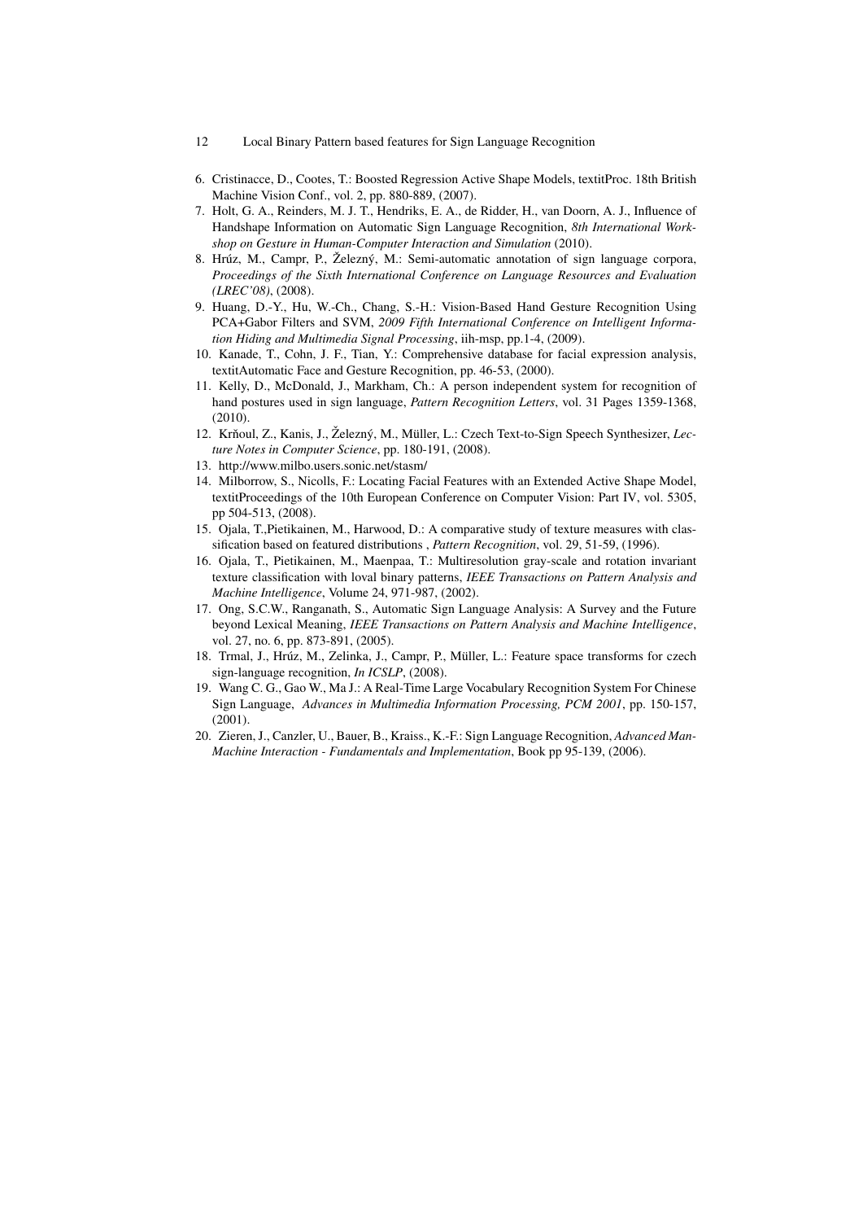6. Cristinacce, D., Cootes, T.: Boosted Regression Active Shape Models, textitProc. 18th British Machine Vision Conf., vol. 2, pp. 880-889, (2007).
7. Holt, G. A., Reinders, M. J. T., Hendriks, E. A., de Ridder, H., van Doorn, A. J., Influence of Handshape Information on Automatic Sign Language Recognition, *8th International Workshop on Gesture in Human-Computer Interaction and Simulation* (2010).
8. Hrúz, M., Campr, P., Železný, M.: Semi-automatic annotation of sign language corpora, *Proceedings of the Sixth International Conference on Language Resources and Evaluation (LREC'08)*, (2008).
9. Huang, D.-Y., Hu, W.-Ch., Chang, S.-H.: Vision-Based Hand Gesture Recognition Using PCA+Gabor Filters and SVM, *2009 Fifth International Conference on Intelligent Information Hiding and Multimedia Signal Processing*, iih-msp, pp.1-4, (2009).
10. Kanade, T., Cohn, J. F., Tian, Y.: Comprehensive database for facial expression analysis, textitAutomatic Face and Gesture Recognition, pp. 46-53, (2000).
11. Kelly, D., McDonald, J., Markham, Ch.: A person independent system for recognition of hand postures used in sign language, *Pattern Recognition Letters*, vol. 31 Pages 1359-1368, (2010).
12. Krňoul, Z., Kanis, J., Železný, M., Müller, L.: Czech Text-to-Sign Speech Synthesizer, *Lecture Notes in Computer Science*, pp. 180-191, (2008).
13. http://www.milbo.users.sonic.net/stasm/
14. Milborrow, S., Nicolls, F.: Locating Facial Features with an Extended Active Shape Model, textitProceedings of the 10th European Conference on Computer Vision: Part IV, vol. 5305, pp 504-513, (2008).
15. Ojala, T.,Pietikainen, M., Harwood, D.: A comparative study of texture measures with classification based on featured distributions , *Pattern Recognition*, vol. 29, 51-59, (1996).
16. Ojala, T., Pietikainen, M., Maenpaa, T.: Multiresolution gray-scale and rotation invariant texture classification with loval binary patterns, *IEEE Transactions on Pattern Analysis and Machine Intelligence*, Volume 24, 971-987, (2002).
17. Ong, S.C.W., Ranganath, S., Automatic Sign Language Analysis: A Survey and the Future beyond Lexical Meaning, *IEEE Transactions on Pattern Analysis and Machine Intelligence*, vol. 27, no. 6, pp. 873-891, (2005).
18. Trmal, J., Hrúz, M., Zelinka, J., Campr, P., Müller, L.: Feature space transforms for czech sign-language recognition, *In ICSLP*, (2008).
19. Wang C. G., Gao W., Ma J.: A Real-Time Large Vocabulary Recognition System For Chinese Sign Language, *Advances in Multimedia Information Processing, PCM 2001*, pp. 150-157, (2001).
20. Zieren, J., Canzler, U., Bauer, B., Kraiss., K.-F.: Sign Language Recognition, *Advanced Man-Machine Interaction - Fundamentals and Implementation*, Book pp 95-139, (2006).